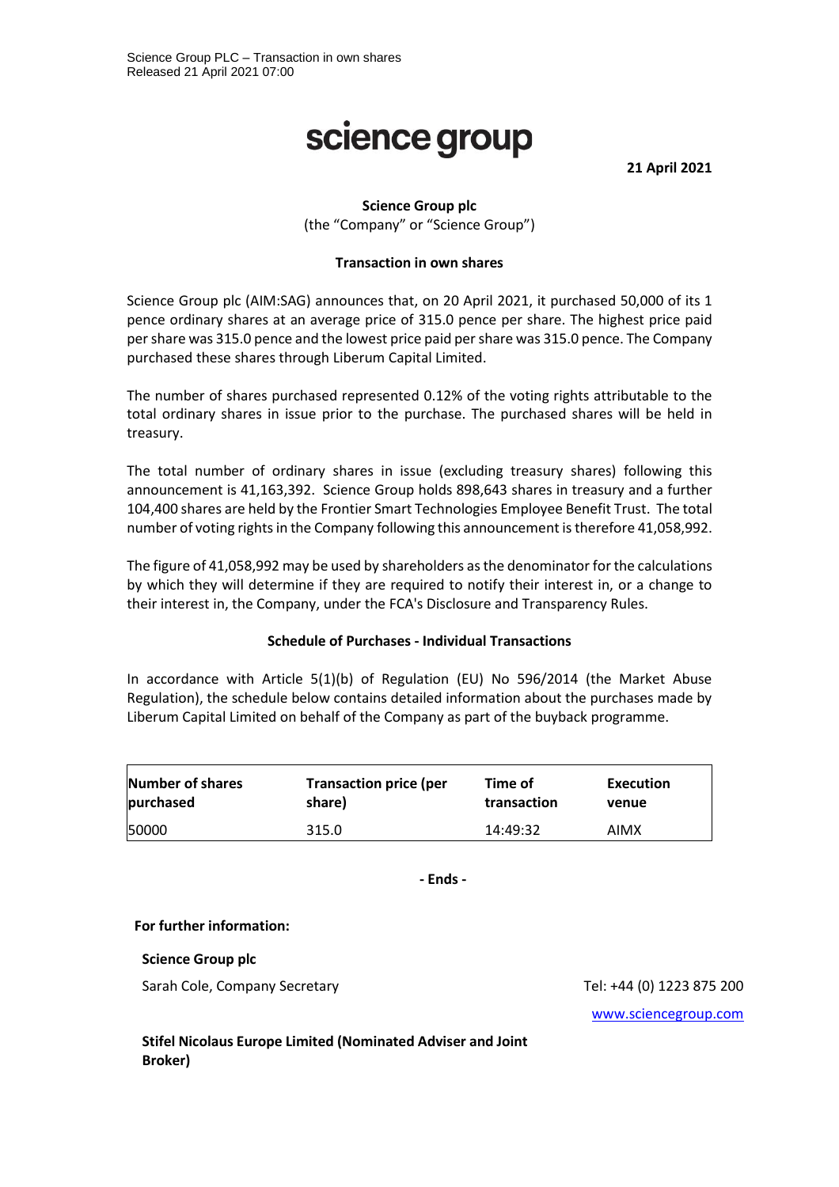Science Group PLC – Transaction in own shares
Released 21 April 2021 07:00

# science group

**21 April 2021**

**Science Group plc**
(the "Company" or "Science Group")

**Transaction in own shares**

Science Group plc (AIM:SAG) announces that, on 20 April 2021, it purchased 50,000 of its 1 pence ordinary shares at an average price of 315.0 pence per share. The highest price paid per share was 315.0 pence and the lowest price paid per share was 315.0 pence. The Company purchased these shares through Liberum Capital Limited.

The number of shares purchased represented 0.12% of the voting rights attributable to the total ordinary shares in issue prior to the purchase. The purchased shares will be held in treasury.

The total number of ordinary shares in issue (excluding treasury shares) following this announcement is 41,163,392. Science Group holds 898,643 shares in treasury and a further 104,400 shares are held by the Frontier Smart Technologies Employee Benefit Trust. The total number of voting rights in the Company following this announcement is therefore 41,058,992.

The figure of 41,058,992 may be used by shareholders as the denominator for the calculations by which they will determine if they are required to notify their interest in, or a change to their interest in, the Company, under the FCA's Disclosure and Transparency Rules.

**Schedule of Purchases - Individual Transactions**

In accordance with Article 5(1)(b) of Regulation (EU) No 596/2014 (the Market Abuse Regulation), the schedule below contains detailed information about the purchases made by Liberum Capital Limited on behalf of the Company as part of the buyback programme.

| Number of shares purchased | Transaction price (per share) | Time of transaction | Execution venue |
|---|---|---|---|
| 50000 | 315.0 | 14:49:32 | AIMX |

**- Ends -**

**For further information:**

**Science Group plc**

Sarah Cole, Company Secretary — Tel: +44 (0) 1223 875 200

www.sciencegroup.com

**Stifel Nicolaus Europe Limited (Nominated Adviser and Joint Broker)**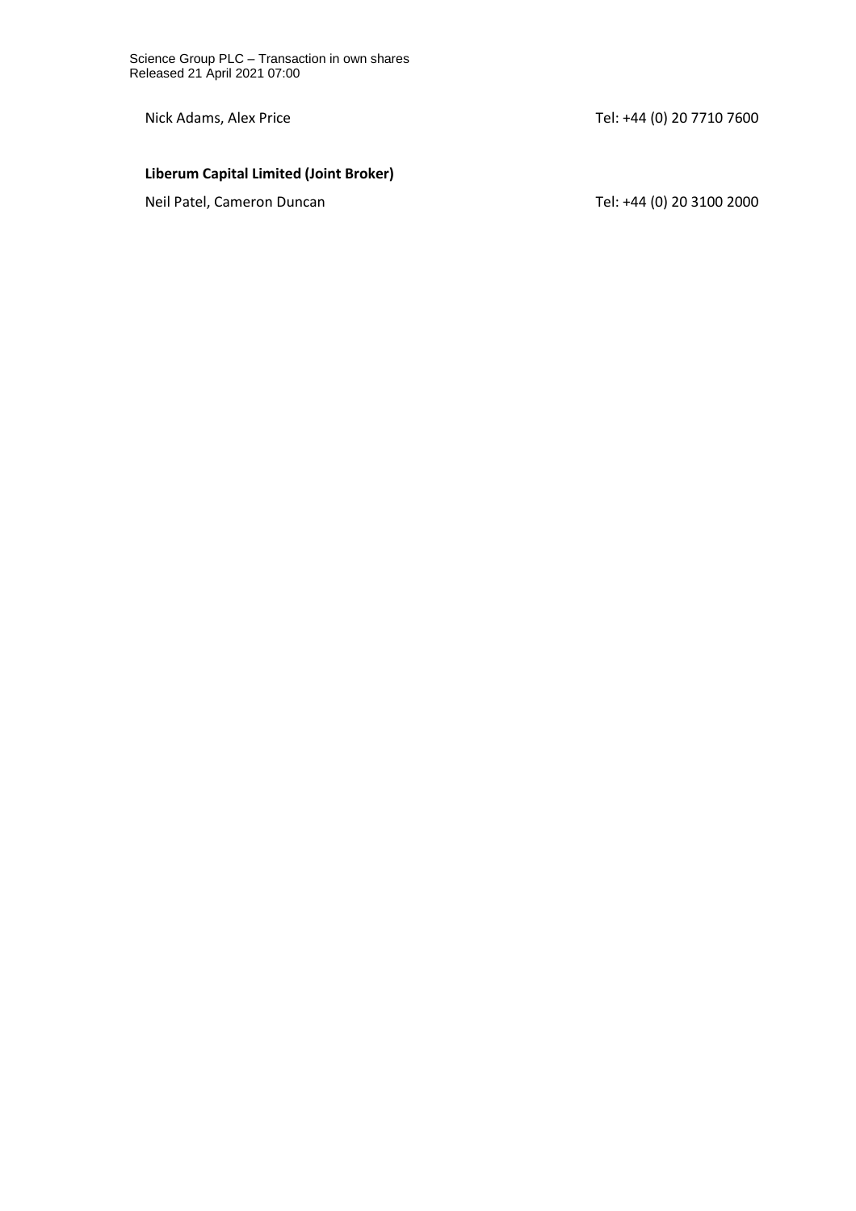Nick Adams, Alex Price Tel: +44 (0) 20 7710 7600

**Liberum Capital Limited (Joint Broker)**

Neil Patel, Cameron Duncan Tel: +44 (0) 20 3100 2000